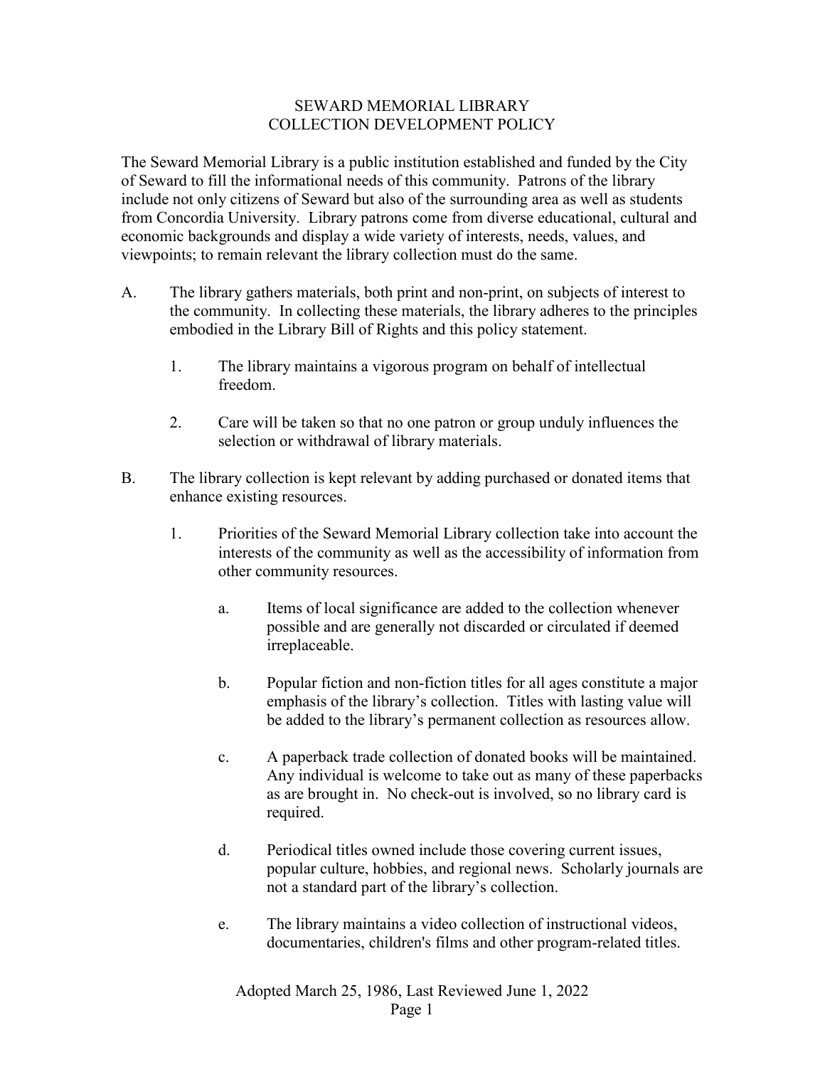# SEWARD MEMORIAL LIBRARY
## COLLECTION DEVELOPMENT POLICY

The Seward Memorial Library is a public institution established and funded by the City of Seward to fill the informational needs of this community. Patrons of the library include not only citizens of Seward but also of the surrounding area as well as students from Concordia University. Library patrons come from diverse educational, cultural and economic backgrounds and display a wide variety of interests, needs, values, and viewpoints; to remain relevant the library collection must do the same.

A. The library gathers materials, both print and non-print, on subjects of interest to the community. In collecting these materials, the library adheres to the principles embodied in the Library Bill of Rights and this policy statement.

   1. The library maintains a vigorous program on behalf of intellectual freedom.

   2. Care will be taken so that no one patron or group unduly influences the selection or withdrawal of library materials.

B. The library collection is kept relevant by adding purchased or donated items that enhance existing resources.

   1. Priorities of the Seward Memorial Library collection take into account the interests of the community as well as the accessibility of information from other community resources.

      a. Items of local significance are added to the collection whenever possible and are generally not discarded or circulated if deemed irreplaceable.

      b. Popular fiction and non-fiction titles for all ages constitute a major emphasis of the library's collection. Titles with lasting value will be added to the library's permanent collection as resources allow.

      c. A paperback trade collection of donated books will be maintained. Any individual is welcome to take out as many of these paperbacks as are brought in. No check-out is involved, so no library card is required.

      d. Periodical titles owned include those covering current issues, popular culture, hobbies, and regional news. Scholarly journals are not a standard part of the library's collection.

      e. The library maintains a video collection of instructional videos, documentaries, children's films and other program-related titles.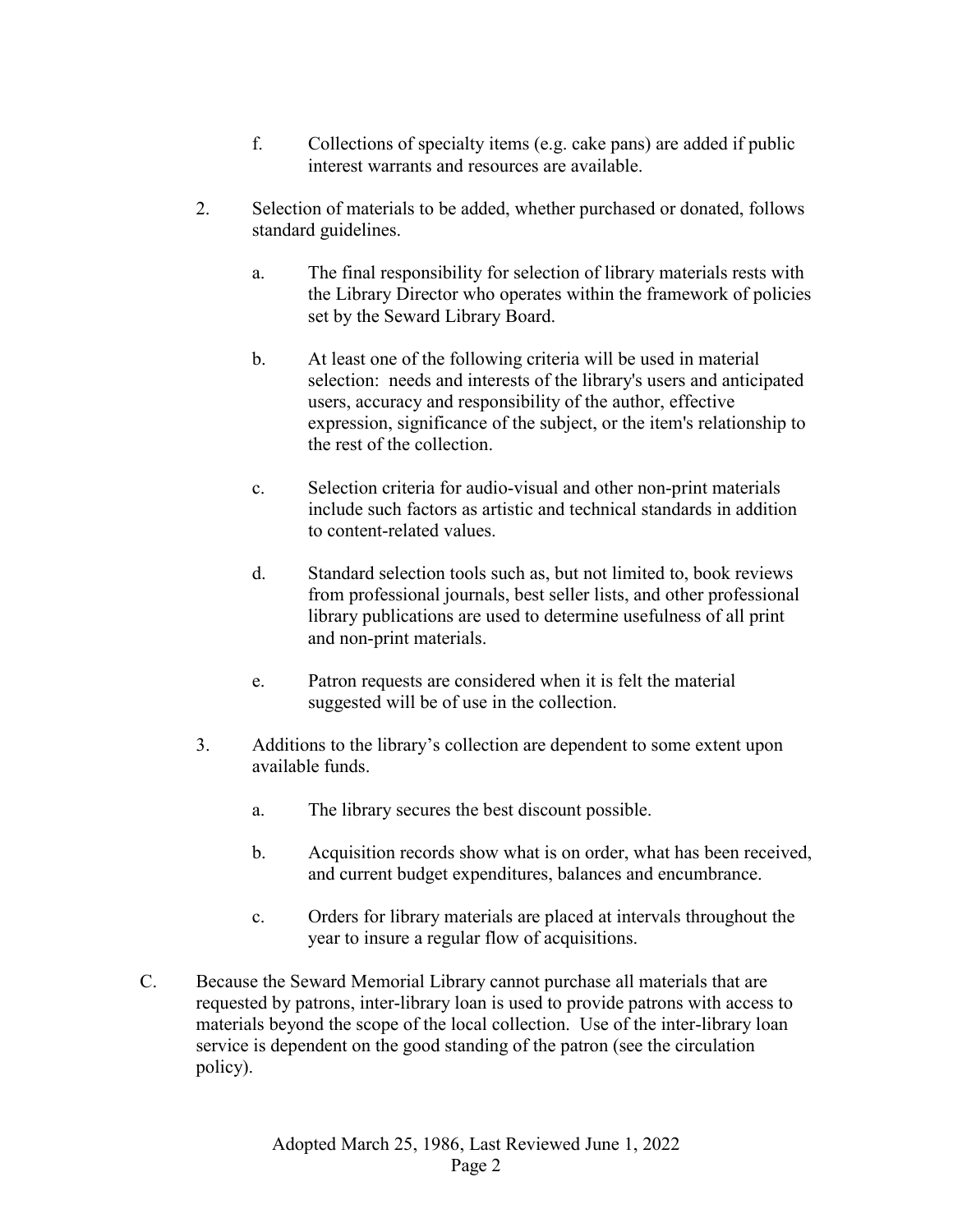f. Collections of specialty items (e.g. cake pans) are added if public interest warrants and resources are available.

2. Selection of materials to be added, whether purchased or donated, follows standard guidelines.

   a. The final responsibility for selection of library materials rests with the Library Director who operates within the framework of policies set by the Seward Library Board.

   b. At least one of the following criteria will be used in material selection: needs and interests of the library's users and anticipated users, accuracy and responsibility of the author, effective expression, significance of the subject, or the item's relationship to the rest of the collection.

   c. Selection criteria for audio-visual and other non-print materials include such factors as artistic and technical standards in addition to content-related values.

   d. Standard selection tools such as, but not limited to, book reviews from professional journals, best seller lists, and other professional library publications are used to determine usefulness of all print and non-print materials.

   e. Patron requests are considered when it is felt the material suggested will be of use in the collection.

3. Additions to the library's collection are dependent to some extent upon available funds.

   a. The library secures the best discount possible.

   b. Acquisition records show what is on order, what has been received, and current budget expenditures, balances and encumbrance.

   c. Orders for library materials are placed at intervals throughout the year to insure a regular flow of acquisitions.

C. Because the Seward Memorial Library cannot purchase all materials that are requested by patrons, inter-library loan is used to provide patrons with access to materials beyond the scope of the local collection. Use of the inter-library loan service is dependent on the good standing of the patron (see the circulation policy).

Adopted March 25, 1986, Last Reviewed June 1, 2022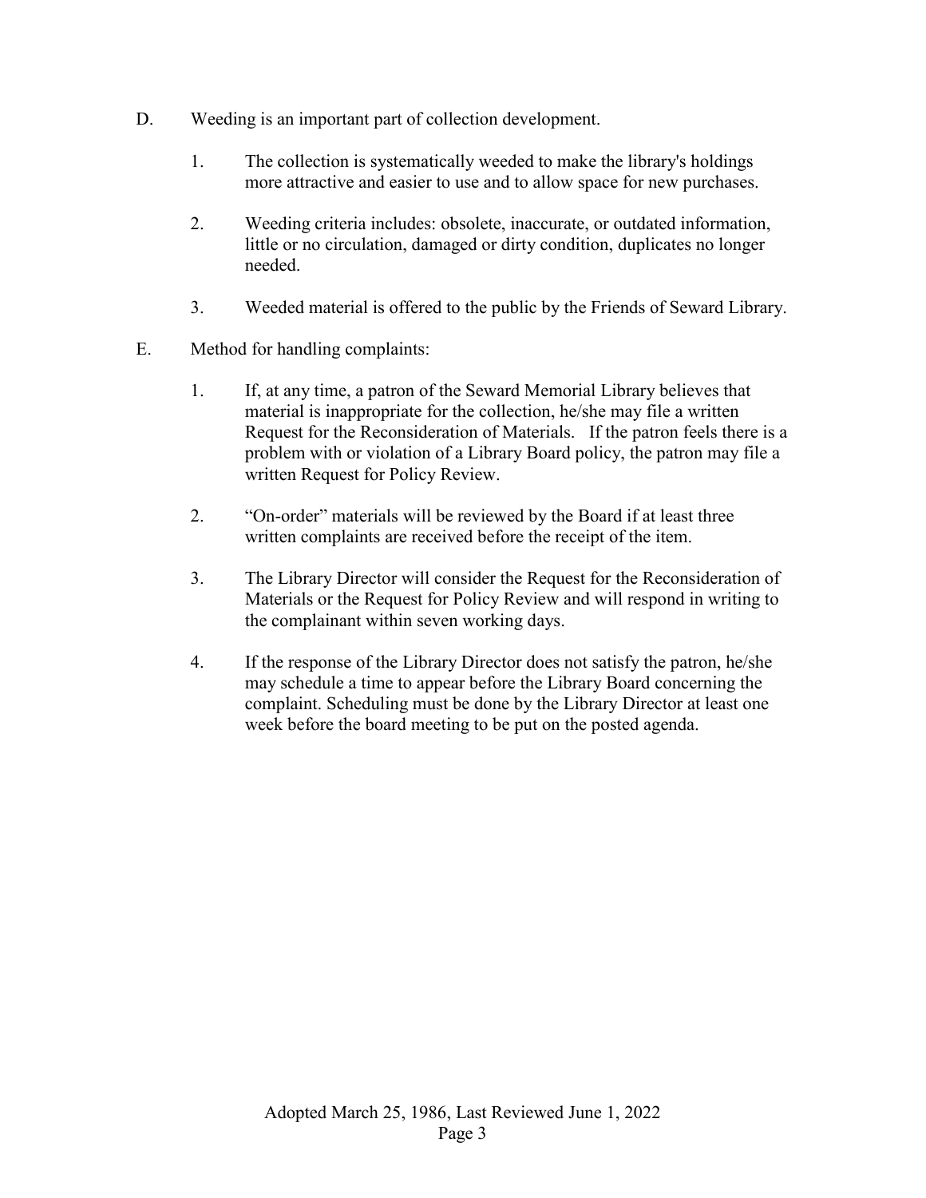D. Weeding is an important part of collection development.

   1. The collection is systematically weeded to make the library's holdings more attractive and easier to use and to allow space for new purchases.

   2. Weeding criteria includes: obsolete, inaccurate, or outdated information, little or no circulation, damaged or dirty condition, duplicates no longer needed.

   3. Weeded material is offered to the public by the Friends of Seward Library.

E. Method for handling complaints:

   1. If, at any time, a patron of the Seward Memorial Library believes that material is inappropriate for the collection, he/she may file a written Request for the Reconsideration of Materials. If the patron feels there is a problem with or violation of a Library Board policy, the patron may file a written Request for Policy Review.

   2. "On-order" materials will be reviewed by the Board if at least three written complaints are received before the receipt of the item.

   3. The Library Director will consider the Request for the Reconsideration of Materials or the Request for Policy Review and will respond in writing to the complainant within seven working days.

   4. If the response of the Library Director does not satisfy the patron, he/she may schedule a time to appear before the Library Board concerning the complaint. Scheduling must be done by the Library Director at least one week before the board meeting to be put on the posted agenda.